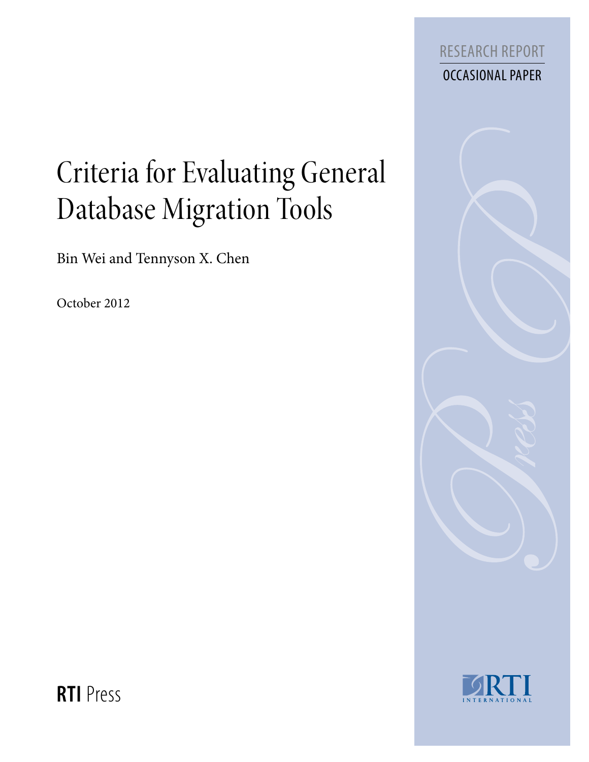RESEARCH REPORT

OCCASIONAL PAPER

# Criteria for Evaluating General Database Migration Tools

Bin Wei and Tennyson X. Chen

October 2012

**RTI** Press

RTI INTERNATIONAL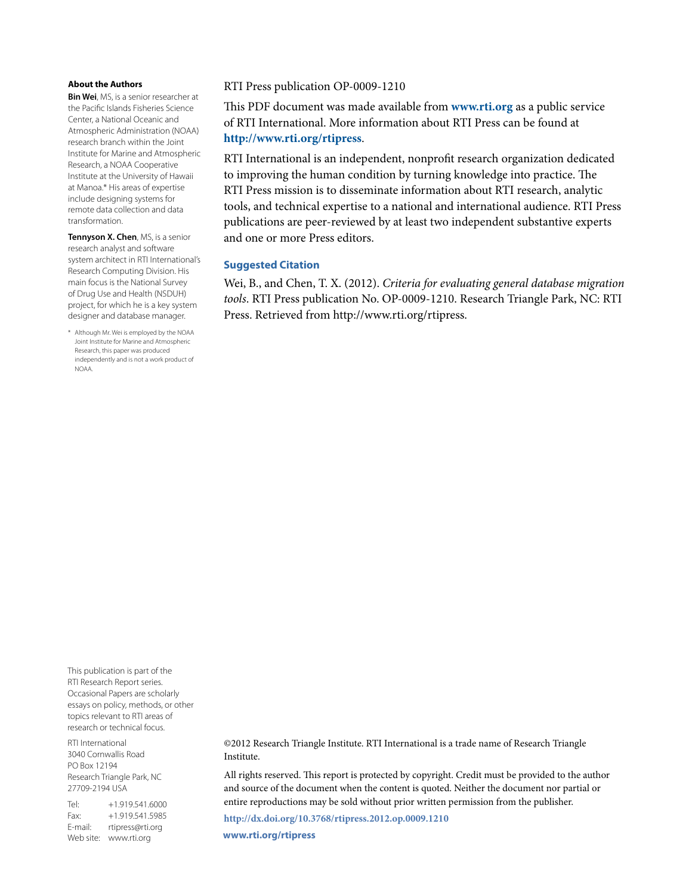### About the Authors

**Bin Wei**, MS, is a senior researcher at the Pacific Islands Fisheries Science Center, a National Oceanic and Atmospheric Administration (NOAA) research branch within the Joint Institute for Marine and Atmospheric Research, a NOAA Cooperative Institute at the University of Hawaii at Manoa.* His areas of expertise include designing systems for remote data collection and data transformation.

**Tennyson X. Chen**, MS, is a senior research analyst and software system architect in RTI International's Research Computing Division. His main focus is the National Survey of Drug Use and Health (NSDUH) project, for which he is a key system designer and database manager.

\* Although Mr. Wei is employed by the NOAA Joint Institute for Marine and Atmospheric Research, this paper was produced independently and is not a work product of NOAA.

RTI Press publication OP-0009-1210

This PDF document was made available from **www.rti.org** as a public service of RTI International. More information about RTI Press can be found at **http://www.rti.org/rtipress**.

RTI International is an independent, nonprofit research organization dedicated to improving the human condition by turning knowledge into practice. The RTI Press mission is to disseminate information about RTI research, analytic tools, and technical expertise to a national and international audience. RTI Press publications are peer-reviewed by at least two independent substantive experts and one or more Press editors.

### Suggested Citation

Wei, B., and Chen, T. X. (2012). *Criteria for evaluating general database migration tools*. RTI Press publication No. OP-0009-1210. Research Triangle Park, NC: RTI Press. Retrieved from http://www.rti.org/rtipress.

This publication is part of the RTI Research Report series. Occasional Papers are scholarly essays on policy, methods, or other topics relevant to RTI areas of research or technical focus.

RTI International
3040 Cornwallis Road
PO Box 12194
Research Triangle Park, NC
27709-2194 USA

Tel: +1.919.541.6000
Fax: +1.919.541.5985
E-mail: rtipress@rti.org
Web site: www.rti.org

©2012 Research Triangle Institute. RTI International is a trade name of Research Triangle Institute.

All rights reserved. This report is protected by copyright. Credit must be provided to the author and source of the document when the content is quoted. Neither the document nor partial or entire reproductions may be sold without prior written permission from the publisher.

**http://dx.doi.org/10.3768/rtipress.2012.op.0009.1210**

**www.rti.org/rtipress**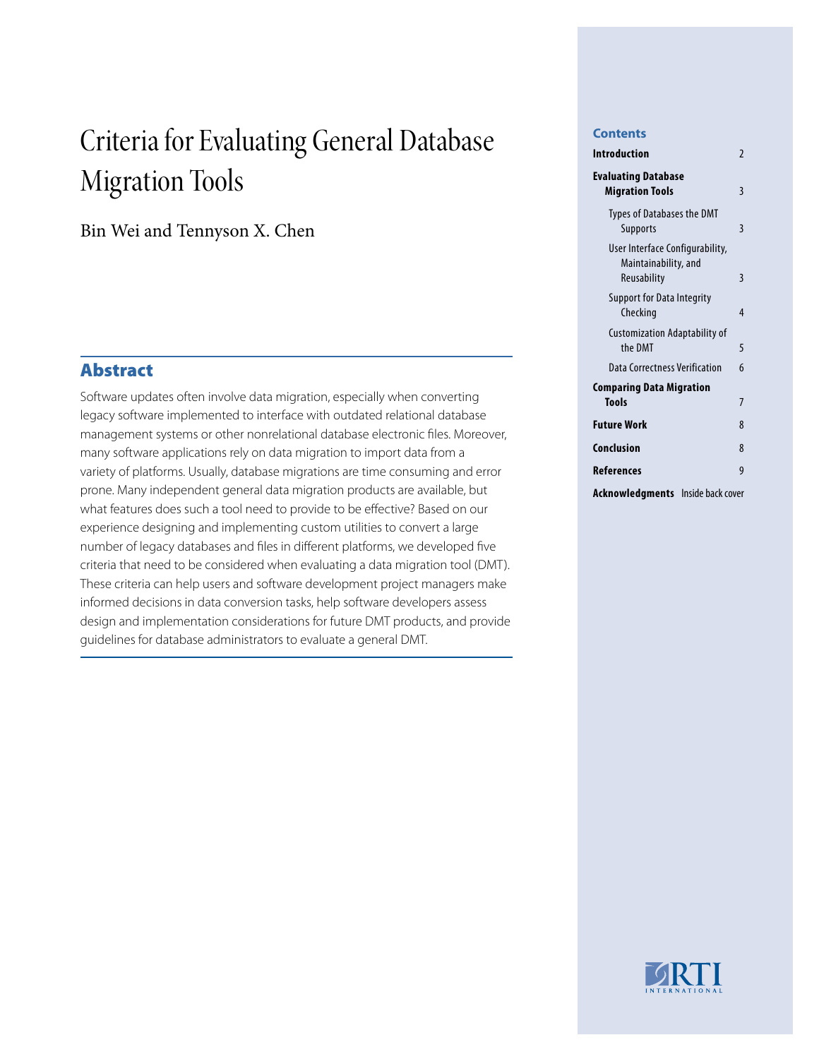# Criteria for Evaluating General Database Migration Tools

Bin Wei and Tennyson X. Chen

## Abstract

Software updates often involve data migration, especially when converting legacy software implemented to interface with outdated relational database management systems or other nonrelational database electronic files. Moreover, many software applications rely on data migration to import data from a variety of platforms. Usually, database migrations are time consuming and error prone. Many independent general data migration products are available, but what features does such a tool need to provide to be effective? Based on our experience designing and implementing custom utilities to convert a large number of legacy databases and files in different platforms, we developed five criteria that need to be considered when evaluating a data migration tool (DMT). These criteria can help users and software development project managers make informed decisions in data conversion tasks, help software developers assess design and implementation considerations for future DMT products, and provide guidelines for database administrators to evaluate a general DMT.

**Contents**

| | |
|---|---|
| **Introduction** | 2 |
| **Evaluating Database Migration Tools** | 3 |
| Types of Databases the DMT Supports | 3 |
| User Interface Configurability, Maintainability, and Reusability | 3 |
| Support for Data Integrity Checking | 4 |
| Customization Adaptability of the DMT | 5 |
| Data Correctness Verification | 6 |
| **Comparing Data Migration Tools** | 7 |
| **Future Work** | 8 |
| **Conclusion** | 8 |
| **References** | 9 |
| **Acknowledgments** | Inside back cover |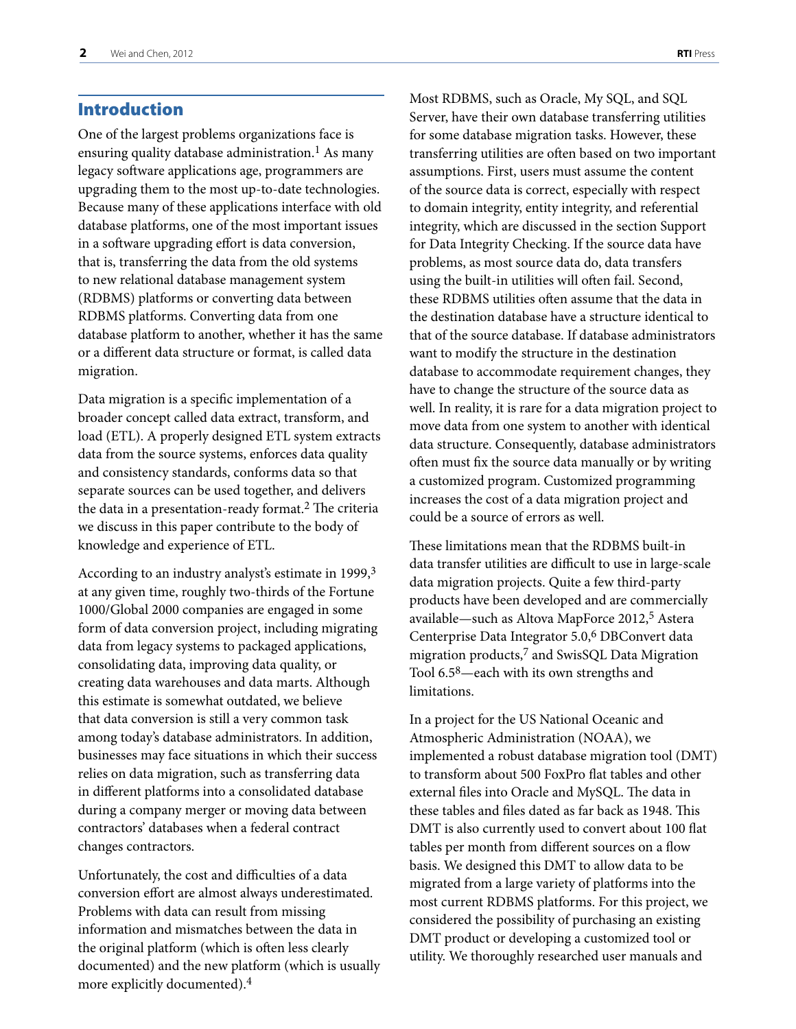## Introduction

One of the largest problems organizations face is ensuring quality database administration.[1] As many legacy software applications age, programmers are upgrading them to the most up-to-date technologies. Because many of these applications interface with old database platforms, one of the most important issues in a software upgrading effort is data conversion, that is, transferring the data from the old systems to new relational database management system (RDBMS) platforms or converting data between RDBMS platforms. Converting data from one database platform to another, whether it has the same or a different data structure or format, is called data migration.

Data migration is a specific implementation of a broader concept called data extract, transform, and load (ETL). A properly designed ETL system extracts data from the source systems, enforces data quality and consistency standards, conforms data so that separate sources can be used together, and delivers the data in a presentation-ready format.[2] The criteria we discuss in this paper contribute to the body of knowledge and experience of ETL.

According to an industry analyst's estimate in 1999,[3] at any given time, roughly two-thirds of the Fortune 1000/Global 2000 companies are engaged in some form of data conversion project, including migrating data from legacy systems to packaged applications, consolidating data, improving data quality, or creating data warehouses and data marts. Although this estimate is somewhat outdated, we believe that data conversion is still a very common task among today's database administrators. In addition, businesses may face situations in which their success relies on data migration, such as transferring data in different platforms into a consolidated database during a company merger or moving data between contractors' databases when a federal contract changes contractors.

Unfortunately, the cost and difficulties of a data conversion effort are almost always underestimated. Problems with data can result from missing information and mismatches between the data in the original platform (which is often less clearly documented) and the new platform (which is usually more explicitly documented).[4]

Most RDBMS, such as Oracle, My SQL, and SQL Server, have their own database transferring utilities for some database migration tasks. However, these transferring utilities are often based on two important assumptions. First, users must assume the content of the source data is correct, especially with respect to domain integrity, entity integrity, and referential integrity, which are discussed in the section Support for Data Integrity Checking. If the source data have problems, as most source data do, data transfers using the built-in utilities will often fail. Second, these RDBMS utilities often assume that the data in the destination database have a structure identical to that of the source database. If database administrators want to modify the structure in the destination database to accommodate requirement changes, they have to change the structure of the source data as well. In reality, it is rare for a data migration project to move data from one system to another with identical data structure. Consequently, database administrators often must fix the source data manually or by writing a customized program. Customized programming increases the cost of a data migration project and could be a source of errors as well.

These limitations mean that the RDBMS built-in data transfer utilities are difficult to use in large-scale data migration projects. Quite a few third-party products have been developed and are commercially available—such as Altova MapForce 2012,[5] Astera Centerprise Data Integrator 5.0,[6] DBConvert data migration products,[7] and SwisSQL Data Migration Tool 6.5[8]—each with its own strengths and limitations.

In a project for the US National Oceanic and Atmospheric Administration (NOAA), we implemented a robust database migration tool (DMT) to transform about 500 FoxPro flat tables and other external files into Oracle and MySQL. The data in these tables and files dated as far back as 1948. This DMT is also currently used to convert about 100 flat tables per month from different sources on a flow basis. We designed this DMT to allow data to be migrated from a large variety of platforms into the most current RDBMS platforms. For this project, we considered the possibility of purchasing an existing DMT product or developing a customized tool or utility. We thoroughly researched user manuals and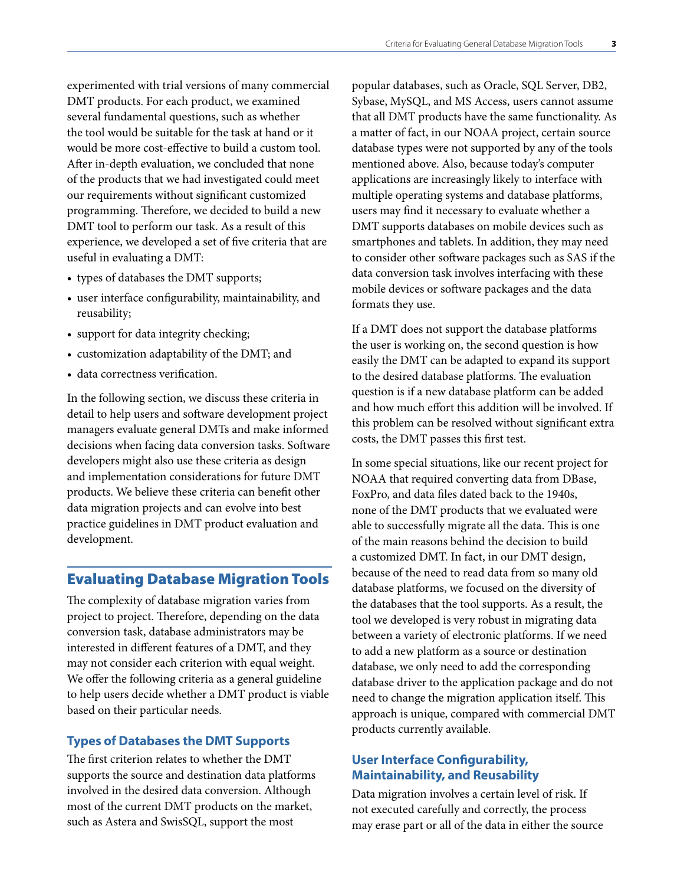experimented with trial versions of many commercial DMT products. For each product, we examined several fundamental questions, such as whether the tool would be suitable for the task at hand or it would be more cost-effective to build a custom tool. After in-depth evaluation, we concluded that none of the products that we had investigated could meet our requirements without significant customized programming. Therefore, we decided to build a new DMT tool to perform our task. As a result of this experience, we developed a set of five criteria that are useful in evaluating a DMT:

- types of databases the DMT supports;
- user interface configurability, maintainability, and reusability;
- support for data integrity checking;
- customization adaptability of the DMT; and
- data correctness verification.

In the following section, we discuss these criteria in detail to help users and software development project managers evaluate general DMTs and make informed decisions when facing data conversion tasks. Software developers might also use these criteria as design and implementation considerations for future DMT products. We believe these criteria can benefit other data migration projects and can evolve into best practice guidelines in DMT product evaluation and development.

## Evaluating Database Migration Tools

The complexity of database migration varies from project to project. Therefore, depending on the data conversion task, database administrators may be interested in different features of a DMT, and they may not consider each criterion with equal weight. We offer the following criteria as a general guideline to help users decide whether a DMT product is viable based on their particular needs.

### Types of Databases the DMT Supports

The first criterion relates to whether the DMT supports the source and destination data platforms involved in the desired data conversion. Although most of the current DMT products on the market, such as Astera and SwisSQL, support the most popular databases, such as Oracle, SQL Server, DB2, Sybase, MySQL, and MS Access, users cannot assume that all DMT products have the same functionality. As a matter of fact, in our NOAA project, certain source database types were not supported by any of the tools mentioned above. Also, because today's computer applications are increasingly likely to interface with multiple operating systems and database platforms, users may find it necessary to evaluate whether a DMT supports databases on mobile devices such as smartphones and tablets. In addition, they may need to consider other software packages such as SAS if the data conversion task involves interfacing with these mobile devices or software packages and the data formats they use.

If a DMT does not support the database platforms the user is working on, the second question is how easily the DMT can be adapted to expand its support to the desired database platforms. The evaluation question is if a new database platform can be added and how much effort this addition will be involved. If this problem can be resolved without significant extra costs, the DMT passes this first test.

In some special situations, like our recent project for NOAA that required converting data from DBase, FoxPro, and data files dated back to the 1940s, none of the DMT products that we evaluated were able to successfully migrate all the data. This is one of the main reasons behind the decision to build a customized DMT. In fact, in our DMT design, because of the need to read data from so many old database platforms, we focused on the diversity of the databases that the tool supports. As a result, the tool we developed is very robust in migrating data between a variety of electronic platforms. If we need to add a new platform as a source or destination database, we only need to add the corresponding database driver to the application package and do not need to change the migration application itself. This approach is unique, compared with commercial DMT products currently available.

### User Interface Configurability, Maintainability, and Reusability

Data migration involves a certain level of risk. If not executed carefully and correctly, the process may erase part or all of the data in either the source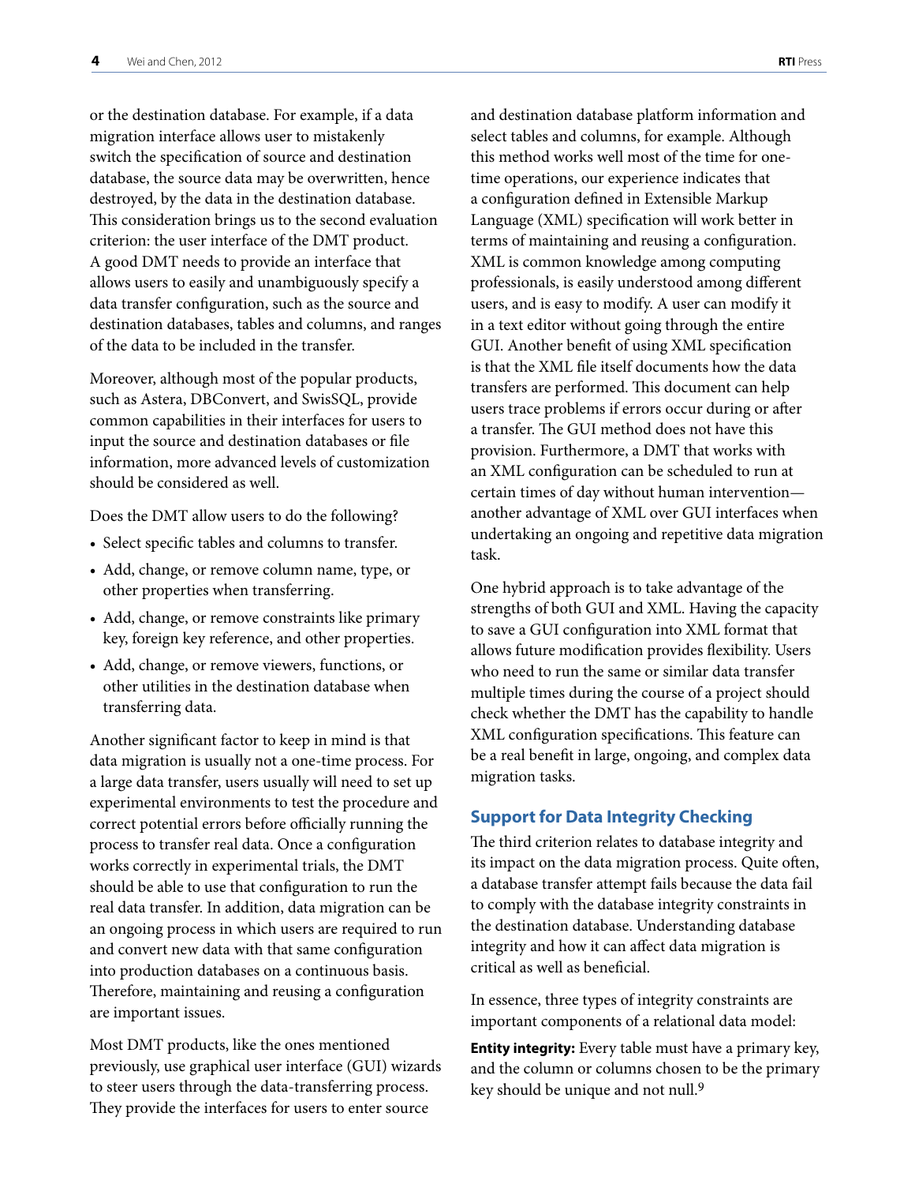or the destination database. For example, if a data migration interface allows user to mistakenly switch the specification of source and destination database, the source data may be overwritten, hence destroyed, by the data in the destination database. This consideration brings us to the second evaluation criterion: the user interface of the DMT product. A good DMT needs to provide an interface that allows users to easily and unambiguously specify a data transfer configuration, such as the source and destination databases, tables and columns, and ranges of the data to be included in the transfer.

Moreover, although most of the popular products, such as Astera, DBConvert, and SwisSQL, provide common capabilities in their interfaces for users to input the source and destination databases or file information, more advanced levels of customization should be considered as well.

Does the DMT allow users to do the following?

- Select specific tables and columns to transfer.
- Add, change, or remove column name, type, or other properties when transferring.
- Add, change, or remove constraints like primary key, foreign key reference, and other properties.
- Add, change, or remove viewers, functions, or other utilities in the destination database when transferring data.

Another significant factor to keep in mind is that data migration is usually not a one-time process. For a large data transfer, users usually will need to set up experimental environments to test the procedure and correct potential errors before officially running the process to transfer real data. Once a configuration works correctly in experimental trials, the DMT should be able to use that configuration to run the real data transfer. In addition, data migration can be an ongoing process in which users are required to run and convert new data with that same configuration into production databases on a continuous basis. Therefore, maintaining and reusing a configuration are important issues.

Most DMT products, like the ones mentioned previously, use graphical user interface (GUI) wizards to steer users through the data-transferring process. They provide the interfaces for users to enter source and destination database platform information and select tables and columns, for example. Although this method works well most of the time for one-time operations, our experience indicates that a configuration defined in Extensible Markup Language (XML) specification will work better in terms of maintaining and reusing a configuration. XML is common knowledge among computing professionals, is easily understood among different users, and is easy to modify. A user can modify it in a text editor without going through the entire GUI. Another benefit of using XML specification is that the XML file itself documents how the data transfers are performed. This document can help users trace problems if errors occur during or after a transfer. The GUI method does not have this provision. Furthermore, a DMT that works with an XML configuration can be scheduled to run at certain times of day without human intervention—another advantage of XML over GUI interfaces when undertaking an ongoing and repetitive data migration task.

One hybrid approach is to take advantage of the strengths of both GUI and XML. Having the capacity to save a GUI configuration into XML format that allows future modification provides flexibility. Users who need to run the same or similar data transfer multiple times during the course of a project should check whether the DMT has the capability to handle XML configuration specifications. This feature can be a real benefit in large, ongoing, and complex data migration tasks.

## Support for Data Integrity Checking

The third criterion relates to database integrity and its impact on the data migration process. Quite often, a database transfer attempt fails because the data fail to comply with the database integrity constraints in the destination database. Understanding database integrity and how it can affect data migration is critical as well as beneficial.

In essence, three types of integrity constraints are important components of a relational data model:

**Entity integrity:** Every table must have a primary key, and the column or columns chosen to be the primary key should be unique and not null.[9]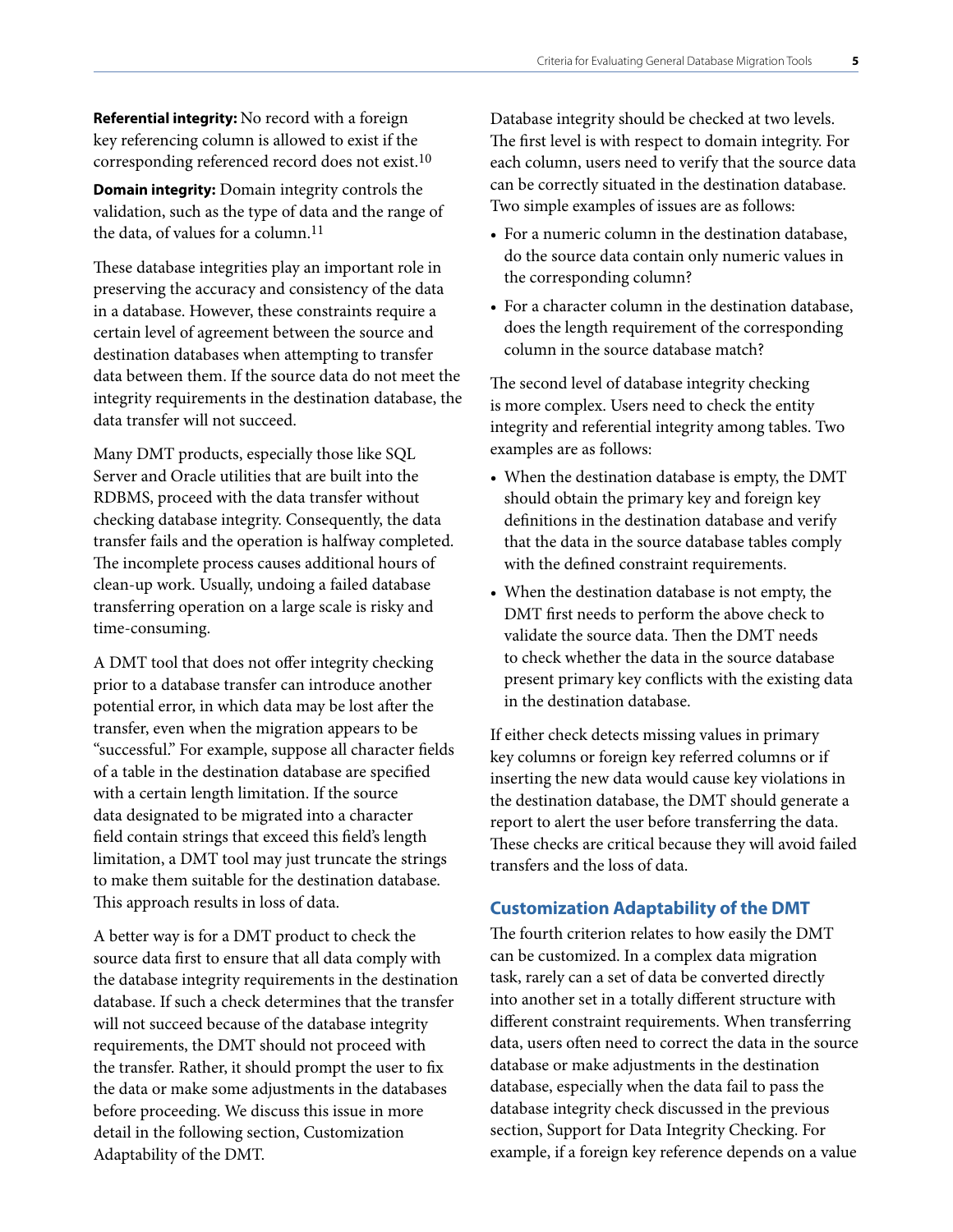**Referential integrity:** No record with a foreign key referencing column is allowed to exist if the corresponding referenced record does not exist.[10]

**Domain integrity:** Domain integrity controls the validation, such as the type of data and the range of the data, of values for a column.[11]

These database integrities play an important role in preserving the accuracy and consistency of the data in a database. However, these constraints require a certain level of agreement between the source and destination databases when attempting to transfer data between them. If the source data do not meet the integrity requirements in the destination database, the data transfer will not succeed.

Many DMT products, especially those like SQL Server and Oracle utilities that are built into the RDBMS, proceed with the data transfer without checking database integrity. Consequently, the data transfer fails and the operation is halfway completed. The incomplete process causes additional hours of clean-up work. Usually, undoing a failed database transferring operation on a large scale is risky and time-consuming.

A DMT tool that does not offer integrity checking prior to a database transfer can introduce another potential error, in which data may be lost after the transfer, even when the migration appears to be "successful." For example, suppose all character fields of a table in the destination database are specified with a certain length limitation. If the source data designated to be migrated into a character field contain strings that exceed this field's length limitation, a DMT tool may just truncate the strings to make them suitable for the destination database. This approach results in loss of data.

A better way is for a DMT product to check the source data first to ensure that all data comply with the database integrity requirements in the destination database. If such a check determines that the transfer will not succeed because of the database integrity requirements, the DMT should not proceed with the transfer. Rather, it should prompt the user to fix the data or make some adjustments in the databases before proceeding. We discuss this issue in more detail in the following section, Customization Adaptability of the DMT.

Database integrity should be checked at two levels. The first level is with respect to domain integrity. For each column, users need to verify that the source data can be correctly situated in the destination database. Two simple examples of issues are as follows:

- For a numeric column in the destination database, do the source data contain only numeric values in the corresponding column?
- For a character column in the destination database, does the length requirement of the corresponding column in the source database match?

The second level of database integrity checking is more complex. Users need to check the entity integrity and referential integrity among tables. Two examples are as follows:

- When the destination database is empty, the DMT should obtain the primary key and foreign key definitions in the destination database and verify that the data in the source database tables comply with the defined constraint requirements.
- When the destination database is not empty, the DMT first needs to perform the above check to validate the source data. Then the DMT needs to check whether the data in the source database present primary key conflicts with the existing data in the destination database.

If either check detects missing values in primary key columns or foreign key referred columns or if inserting the new data would cause key violations in the destination database, the DMT should generate a report to alert the user before transferring the data. These checks are critical because they will avoid failed transfers and the loss of data.

## Customization Adaptability of the DMT

The fourth criterion relates to how easily the DMT can be customized. In a complex data migration task, rarely can a set of data be converted directly into another set in a totally different structure with different constraint requirements. When transferring data, users often need to correct the data in the source database or make adjustments in the destination database, especially when the data fail to pass the database integrity check discussed in the previous section, Support for Data Integrity Checking. For example, if a foreign key reference depends on a value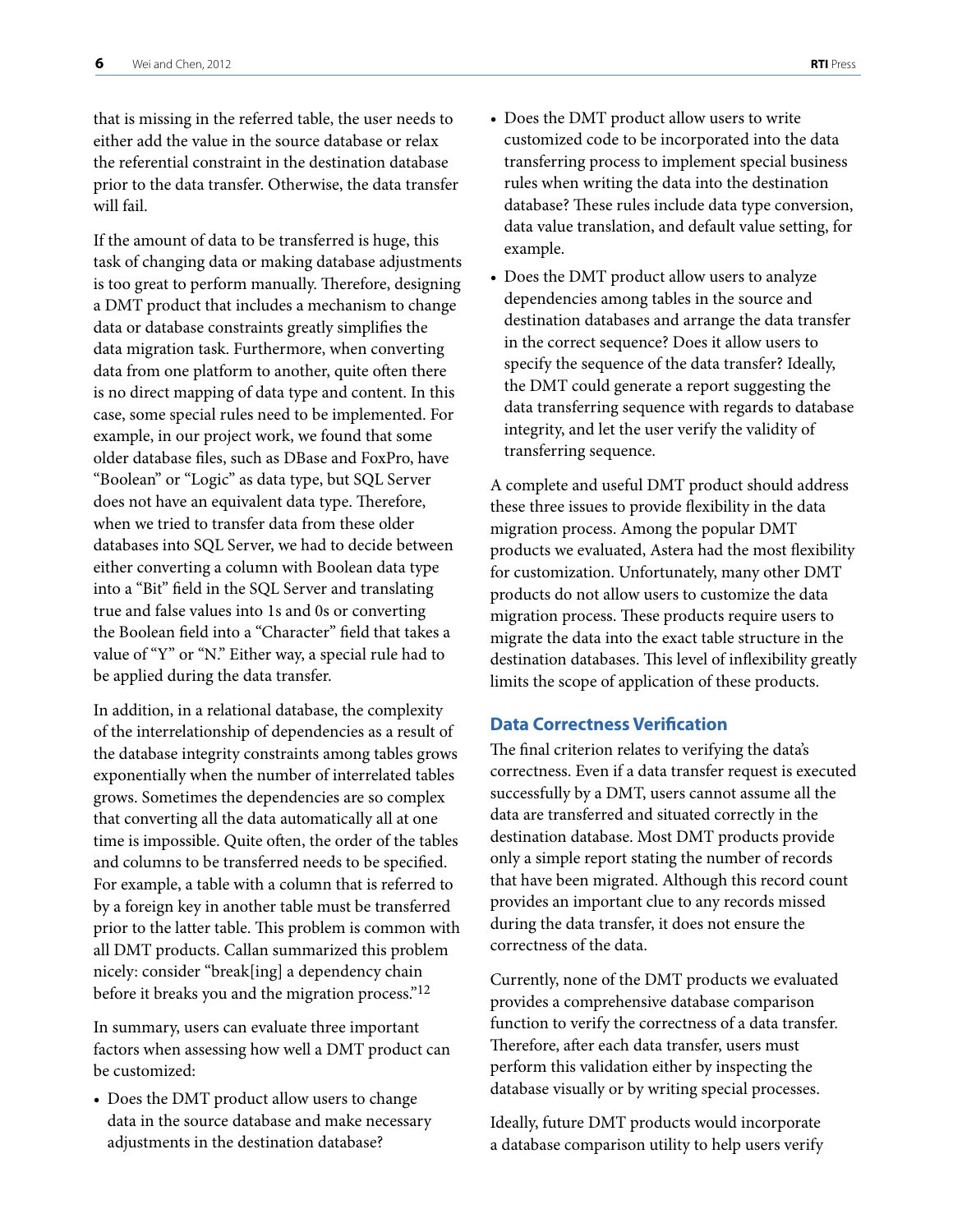that is missing in the referred table, the user needs to either add the value in the source database or relax the referential constraint in the destination database prior to the data transfer. Otherwise, the data transfer will fail.

If the amount of data to be transferred is huge, this task of changing data or making database adjustments is too great to perform manually. Therefore, designing a DMT product that includes a mechanism to change data or database constraints greatly simplifies the data migration task. Furthermore, when converting data from one platform to another, quite often there is no direct mapping of data type and content. In this case, some special rules need to be implemented. For example, in our project work, we found that some older database files, such as DBase and FoxPro, have "Boolean" or "Logic" as data type, but SQL Server does not have an equivalent data type. Therefore, when we tried to transfer data from these older databases into SQL Server, we had to decide between either converting a column with Boolean data type into a "Bit" field in the SQL Server and translating true and false values into 1s and 0s or converting the Boolean field into a "Character" field that takes a value of "Y" or "N." Either way, a special rule had to be applied during the data transfer.

In addition, in a relational database, the complexity of the interrelationship of dependencies as a result of the database integrity constraints among tables grows exponentially when the number of interrelated tables grows. Sometimes the dependencies are so complex that converting all the data automatically all at one time is impossible. Quite often, the order of the tables and columns to be transferred needs to be specified. For example, a table with a column that is referred to by a foreign key in another table must be transferred prior to the latter table. This problem is common with all DMT products. Callan summarized this problem nicely: consider "break[ing] a dependency chain before it breaks you and the migration process."[12]

In summary, users can evaluate three important factors when assessing how well a DMT product can be customized:

- Does the DMT product allow users to change data in the source database and make necessary adjustments in the destination database?
- Does the DMT product allow users to write customized code to be incorporated into the data transferring process to implement special business rules when writing the data into the destination database? These rules include data type conversion, data value translation, and default value setting, for example.
- Does the DMT product allow users to analyze dependencies among tables in the source and destination databases and arrange the data transfer in the correct sequence? Does it allow users to specify the sequence of the data transfer? Ideally, the DMT could generate a report suggesting the data transferring sequence with regards to database integrity, and let the user verify the validity of transferring sequence.

A complete and useful DMT product should address these three issues to provide flexibility in the data migration process. Among the popular DMT products we evaluated, Astera had the most flexibility for customization. Unfortunately, many other DMT products do not allow users to customize the data migration process. These products require users to migrate the data into the exact table structure in the destination databases. This level of inflexibility greatly limits the scope of application of these products.

### Data Correctness Verification

The final criterion relates to verifying the data's correctness. Even if a data transfer request is executed successfully by a DMT, users cannot assume all the data are transferred and situated correctly in the destination database. Most DMT products provide only a simple report stating the number of records that have been migrated. Although this record count provides an important clue to any records missed during the data transfer, it does not ensure the correctness of the data.

Currently, none of the DMT products we evaluated provides a comprehensive database comparison function to verify the correctness of a data transfer. Therefore, after each data transfer, users must perform this validation either by inspecting the database visually or by writing special processes.

Ideally, future DMT products would incorporate a database comparison utility to help users verify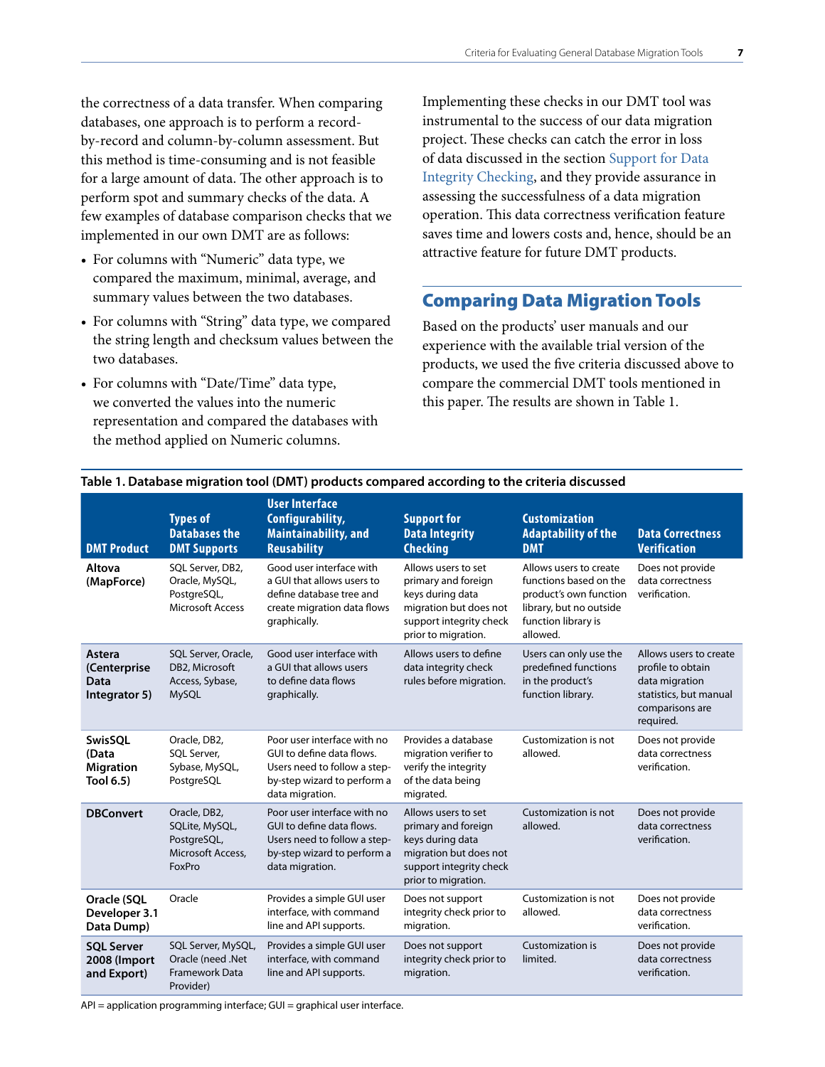the correctness of a data transfer. When comparing databases, one approach is to perform a record-by-record and column-by-column assessment. But this method is time-consuming and is not feasible for a large amount of data. The other approach is to perform spot and summary checks of the data. A few examples of database comparison checks that we implemented in our own DMT are as follows:

- For columns with "Numeric" data type, we compared the maximum, minimal, average, and summary values between the two databases.
- For columns with "String" data type, we compared the string length and checksum values between the two databases.
- For columns with "Date/Time" data type, we converted the values into the numeric representation and compared the databases with the method applied on Numeric columns.

Implementing these checks in our DMT tool was instrumental to the success of our data migration project. These checks can catch the error in loss of data discussed in the section Support for Data Integrity Checking, and they provide assurance in assessing the successfulness of a data migration operation. This data correctness verification feature saves time and lowers costs and, hence, should be an attractive feature for future DMT products.

## Comparing Data Migration Tools

Based on the products' user manuals and our experience with the available trial version of the products, we used the five criteria discussed above to compare the commercial DMT tools mentioned in this paper. The results are shown in Table 1.

**Table 1. Database migration tool (DMT) products compared according to the criteria discussed**

| DMT Product | Types of Databases the DMT Supports | User Interface Configurability, Maintainability, and Reusability | Support for Data Integrity Checking | Customization Adaptability of the DMT | Data Correctness Verification |
|---|---|---|---|---|---|
| **Altova (MapForce)** | SQL Server, DB2, Oracle, MySQL, PostgreSQL, Microsoft Access | Good user interface with a GUI that allows users to define database tree and create migration data flows graphically. | Allows users to set primary and foreign keys during data migration but does not support integrity check prior to migration. | Allows users to create functions based on the product's own function library, but no outside function library is allowed. | Does not provide data correctness verification. |
| **Astera (Centerprise Data Integrator 5)** | SQL Server, Oracle, DB2, Microsoft Access, Sybase, MySQL | Good user interface with a GUI that allows users to define data flows graphically. | Allows users to define data integrity check rules before migration. | Users can only use the predefined functions in the product's function library. | Allows users to create profile to obtain data migration statistics, but manual comparisons are required. |
| **SwisSQL (Data Migration Tool 6.5)** | Oracle, DB2, SQL Server, Sybase, MySQL, PostgreSQL | Poor user interface with no GUI to define data flows. Users need to follow a step-by-step wizard to perform a data migration. | Provides a database migration verifier to verify the integrity of the data being migrated. | Customization is not allowed. | Does not provide data correctness verification. |
| **DBConvert** | Oracle, DB2, SQLite, MySQL, PostgreSQL, Microsoft Access, FoxPro | Poor user interface with no GUI to define data flows. Users need to follow a step-by-step wizard to perform a data migration. | Allows users to set primary and foreign keys during data migration but does not support integrity check prior to migration. | Customization is not allowed. | Does not provide data correctness verification. |
| **Oracle (SQL Developer 3.1 Data Dump)** | Oracle | Provides a simple GUI user interface, with command line and API supports. | Does not support integrity check prior to migration. | Customization is not allowed. | Does not provide data correctness verification. |
| **SQL Server 2008 (Import and Export)** | SQL Server, MySQL, Oracle (need .Net Framework Data Provider) | Provides a simple GUI user interface, with command line and API supports. | Does not support integrity check prior to migration. | Customization is limited. | Does not provide data correctness verification. |

API = application programming interface; GUI = graphical user interface.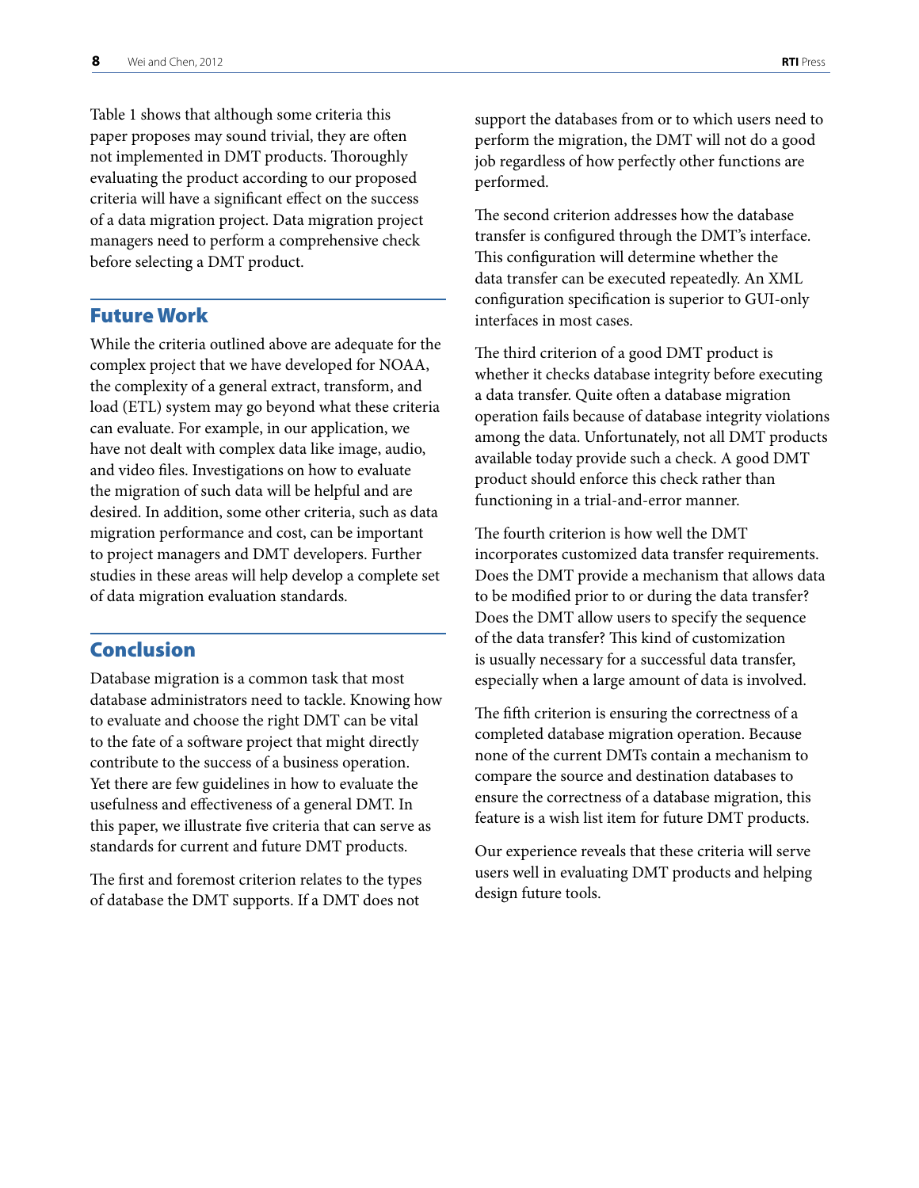Table 1 shows that although some criteria this paper proposes may sound trivial, they are often not implemented in DMT products. Thoroughly evaluating the product according to our proposed criteria will have a significant effect on the success of a data migration project. Data migration project managers need to perform a comprehensive check before selecting a DMT product.

## Future Work

While the criteria outlined above are adequate for the complex project that we have developed for NOAA, the complexity of a general extract, transform, and load (ETL) system may go beyond what these criteria can evaluate. For example, in our application, we have not dealt with complex data like image, audio, and video files. Investigations on how to evaluate the migration of such data will be helpful and are desired. In addition, some other criteria, such as data migration performance and cost, can be important to project managers and DMT developers. Further studies in these areas will help develop a complete set of data migration evaluation standards.

## Conclusion

Database migration is a common task that most database administrators need to tackle. Knowing how to evaluate and choose the right DMT can be vital to the fate of a software project that might directly contribute to the success of a business operation. Yet there are few guidelines in how to evaluate the usefulness and effectiveness of a general DMT. In this paper, we illustrate five criteria that can serve as standards for current and future DMT products.

The first and foremost criterion relates to the types of database the DMT supports. If a DMT does not support the databases from or to which users need to perform the migration, the DMT will not do a good job regardless of how perfectly other functions are performed.

The second criterion addresses how the database transfer is configured through the DMT's interface. This configuration will determine whether the data transfer can be executed repeatedly. An XML configuration specification is superior to GUI-only interfaces in most cases.

The third criterion of a good DMT product is whether it checks database integrity before executing a data transfer. Quite often a database migration operation fails because of database integrity violations among the data. Unfortunately, not all DMT products available today provide such a check. A good DMT product should enforce this check rather than functioning in a trial-and-error manner.

The fourth criterion is how well the DMT incorporates customized data transfer requirements. Does the DMT provide a mechanism that allows data to be modified prior to or during the data transfer? Does the DMT allow users to specify the sequence of the data transfer? This kind of customization is usually necessary for a successful data transfer, especially when a large amount of data is involved.

The fifth criterion is ensuring the correctness of a completed database migration operation. Because none of the current DMTs contain a mechanism to compare the source and destination databases to ensure the correctness of a database migration, this feature is a wish list item for future DMT products.

Our experience reveals that these criteria will serve users well in evaluating DMT products and helping design future tools.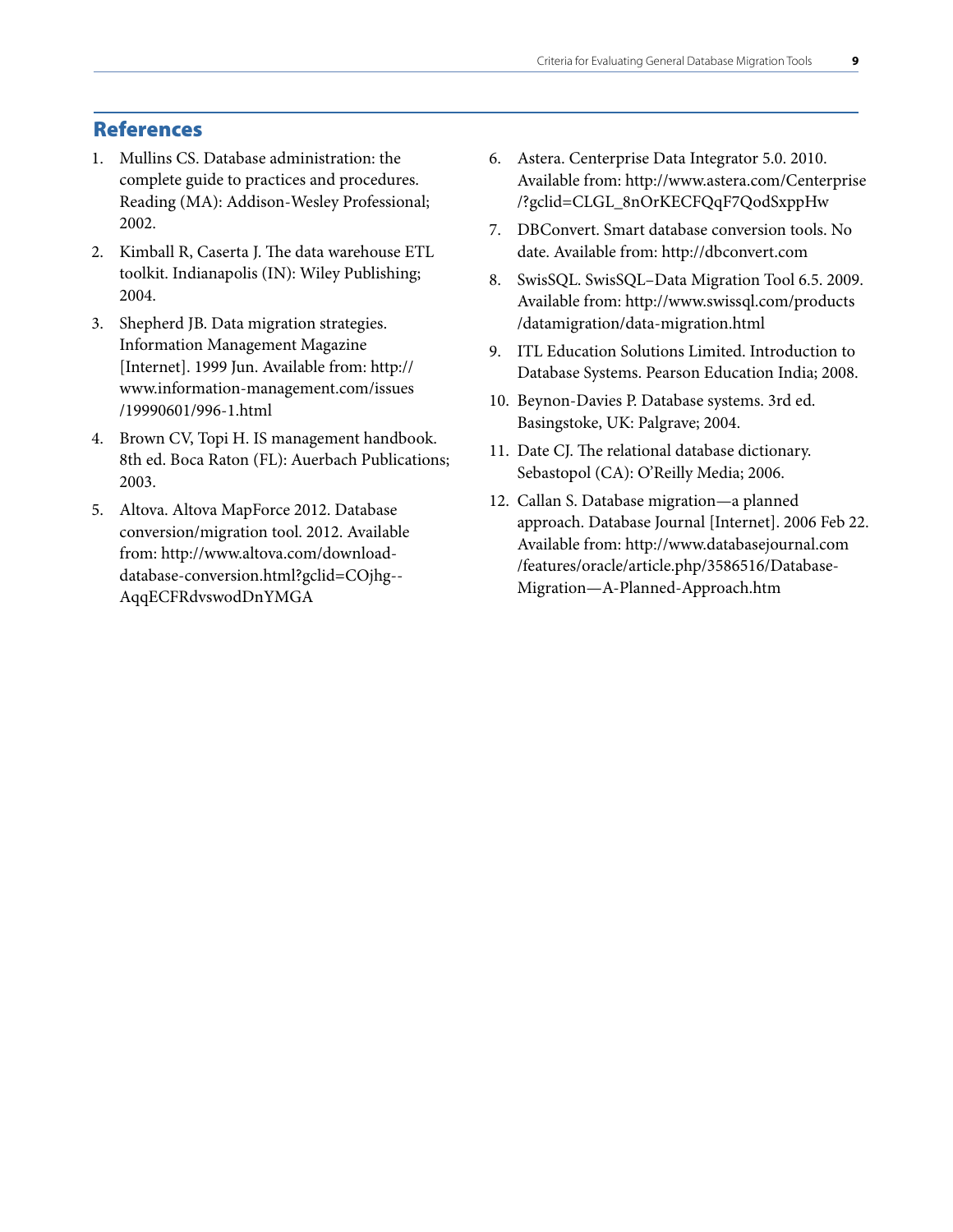## References

1. Mullins CS. Database administration: the complete guide to practices and procedures. Reading (MA): Addison-Wesley Professional; 2002.
2. Kimball R, Caserta J. The data warehouse ETL toolkit. Indianapolis (IN): Wiley Publishing; 2004.
3. Shepherd JB. Data migration strategies. Information Management Magazine [Internet]. 1999 Jun. Available from: http://www.information-management.com/issues/19990601/996-1.html
4. Brown CV, Topi H. IS management handbook. 8th ed. Boca Raton (FL): Auerbach Publications; 2003.
5. Altova. Altova MapForce 2012. Database conversion/migration tool. 2012. Available from: http://www.altova.com/download-database-conversion.html?gclid=COjhg--AqqECFRdvswodDnYMGA
6. Astera. Centerprise Data Integrator 5.0. 2010. Available from: http://www.astera.com/Centerprise/?gclid=CLGL_8nOrKECFQqF7QodSxppHw
7. DBConvert. Smart database conversion tools. No date. Available from: http://dbconvert.com
8. SwisSQL. SwisSQL–Data Migration Tool 6.5. 2009. Available from: http://www.swissql.com/products/datamigration/data-migration.html
9. ITL Education Solutions Limited. Introduction to Database Systems. Pearson Education India; 2008.
10. Beynon-Davies P. Database systems. 3rd ed. Basingstoke, UK: Palgrave; 2004.
11. Date CJ. The relational database dictionary. Sebastopol (CA): O'Reilly Media; 2006.
12. Callan S. Database migration—a planned approach. Database Journal [Internet]. 2006 Feb 22. Available from: http://www.databasejournal.com/features/oracle/article.php/3586516/Database-Migration—A-Planned-Approach.htm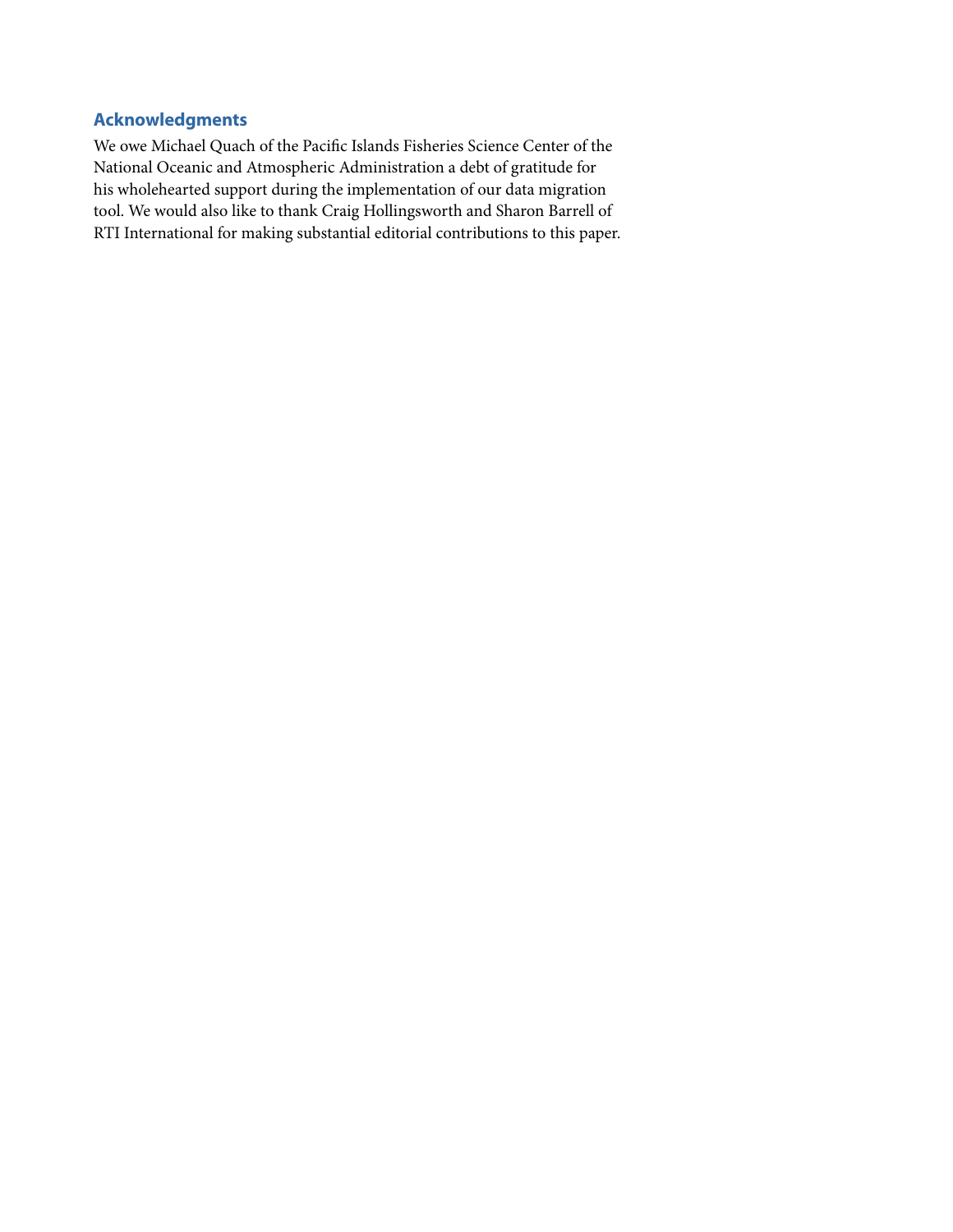## Acknowledgments

We owe Michael Quach of the Pacific Islands Fisheries Science Center of the National Oceanic and Atmospheric Administration a debt of gratitude for his wholehearted support during the implementation of our data migration tool. We would also like to thank Craig Hollingsworth and Sharon Barrell of RTI International for making substantial editorial contributions to this paper.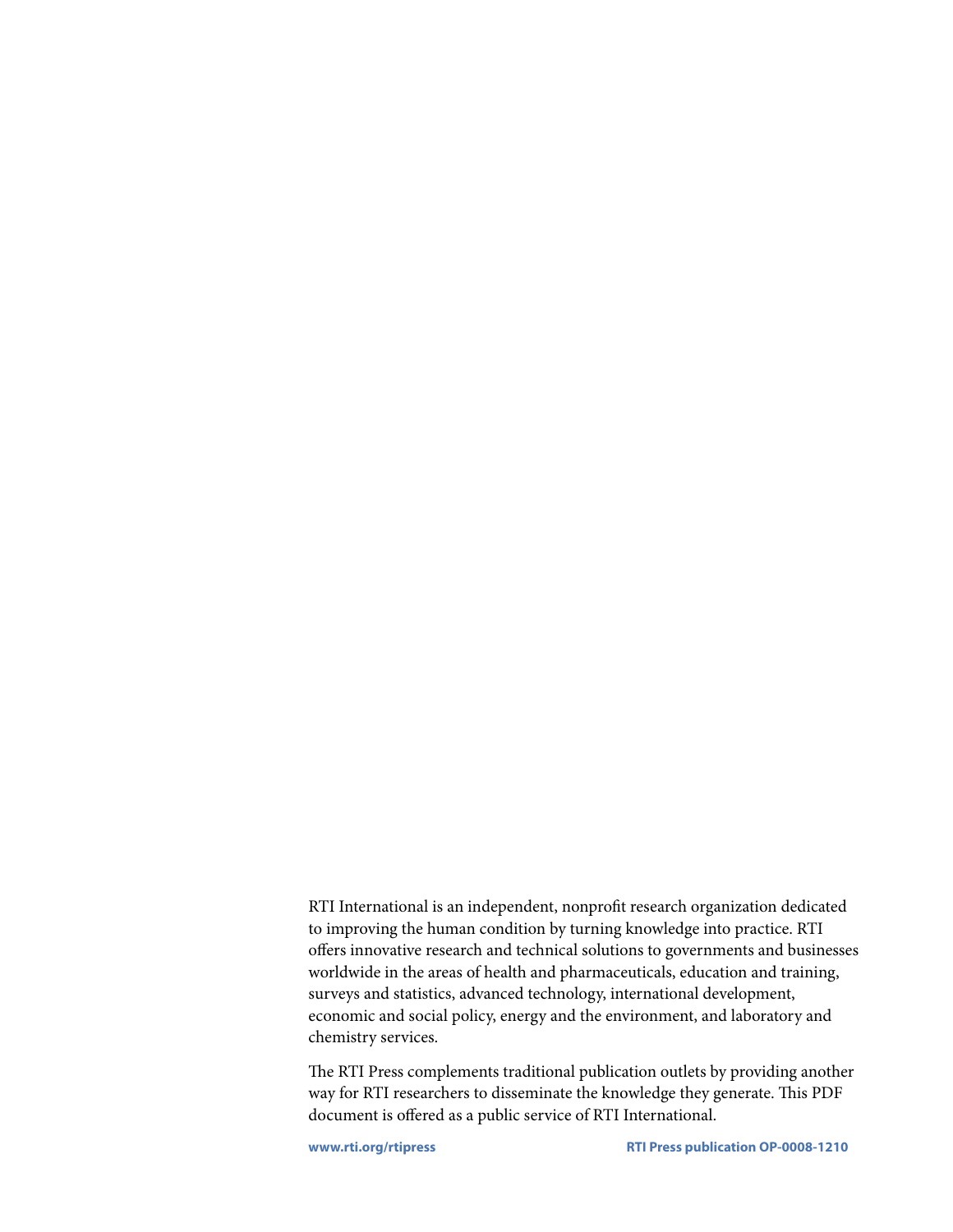RTI International is an independent, nonprofit research organization dedicated to improving the human condition by turning knowledge into practice. RTI offers innovative research and technical solutions to governments and businesses worldwide in the areas of health and pharmaceuticals, education and training, surveys and statistics, advanced technology, international development, economic and social policy, energy and the environment, and laboratory and chemistry services.

The RTI Press complements traditional publication outlets by providing another way for RTI researchers to disseminate the knowledge they generate. This PDF document is offered as a public service of RTI International.

**www.rti.org/rtipress** **RTI Press publication OP-0008-1210**